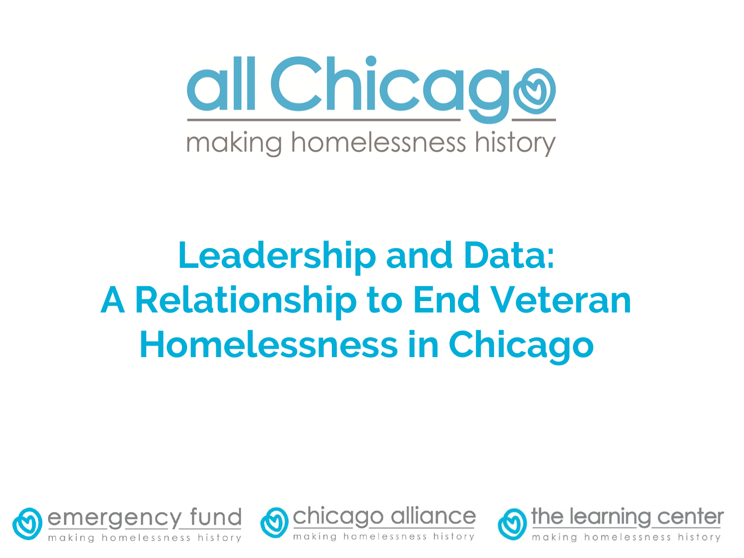all Chicago

making homelessness history

# Leadership and Data: A Relationship to End Veteran Homelessness in Chicago

emergency fund — making homelessness history

chicago alliance — making homelessness history

the learning center — making homelessness history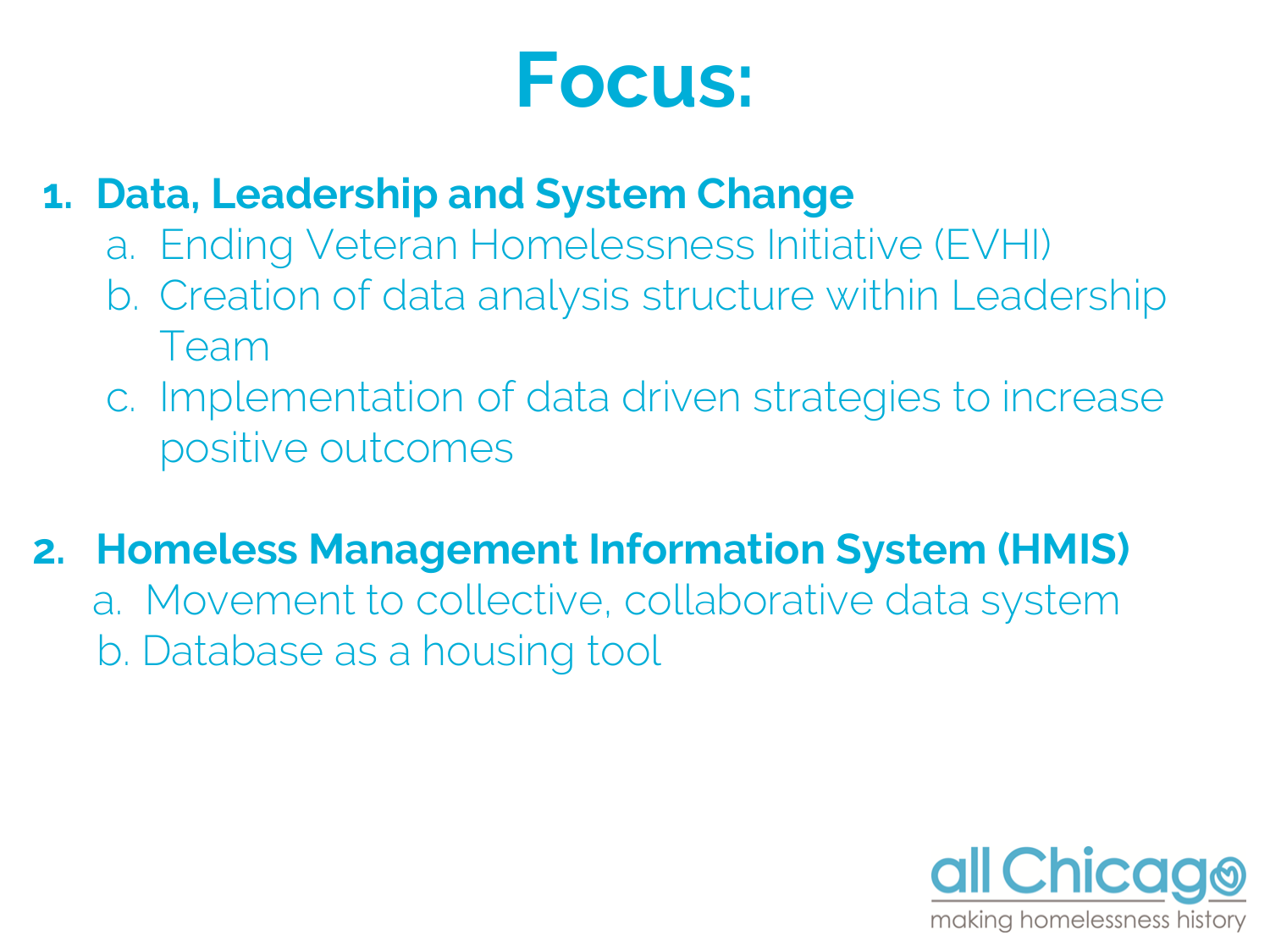# Focus:

1. **Data, Leadership and System Change**
   a. Ending Veteran Homelessness Initiative (EVHI)
   b. Creation of data analysis structure within Leadership Team
   c. Implementation of data driven strategies to increase positive outcomes

2. **Homeless Management Information System (HMIS)**
   a. Movement to collective, collaborative data system
   b. Database as a housing tool

all Chicago
making homelessness history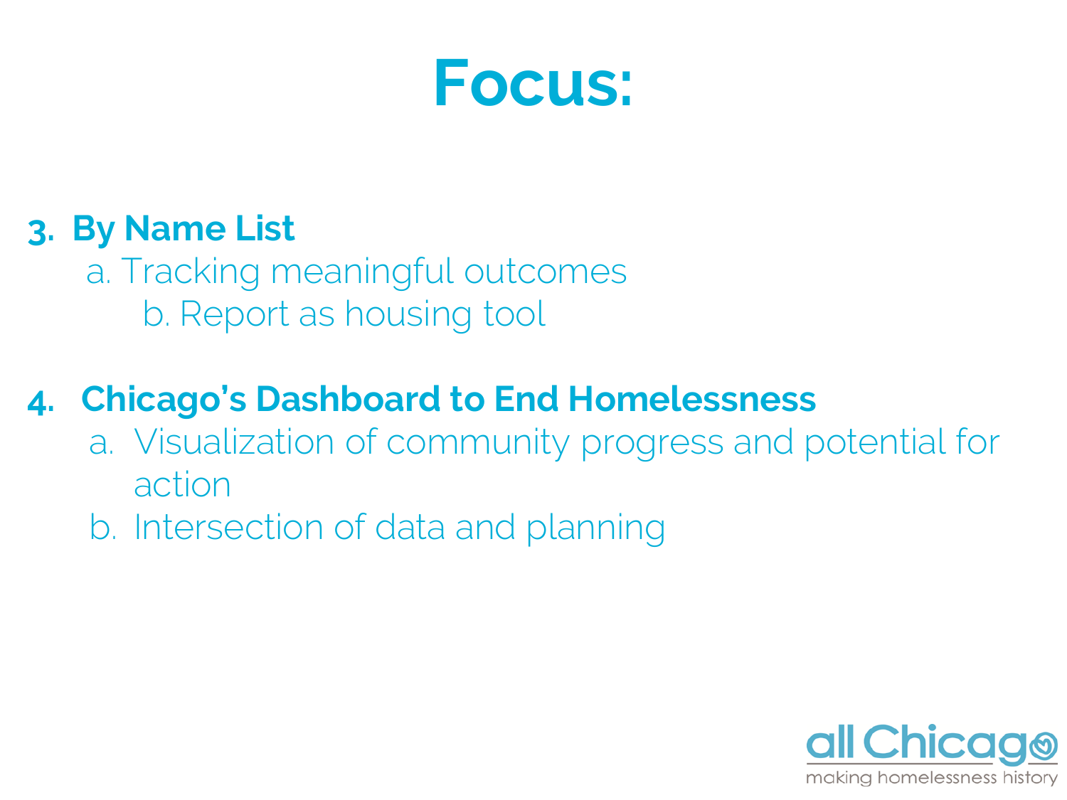# Focus:

3. **By Name List**
    a. Tracking meaningful outcomes
    b. Report as housing tool

4. **Chicago's Dashboard to End Homelessness**
    a. Visualization of community progress and potential for action
    b. Intersection of data and planning

all Chicago
making homelessness history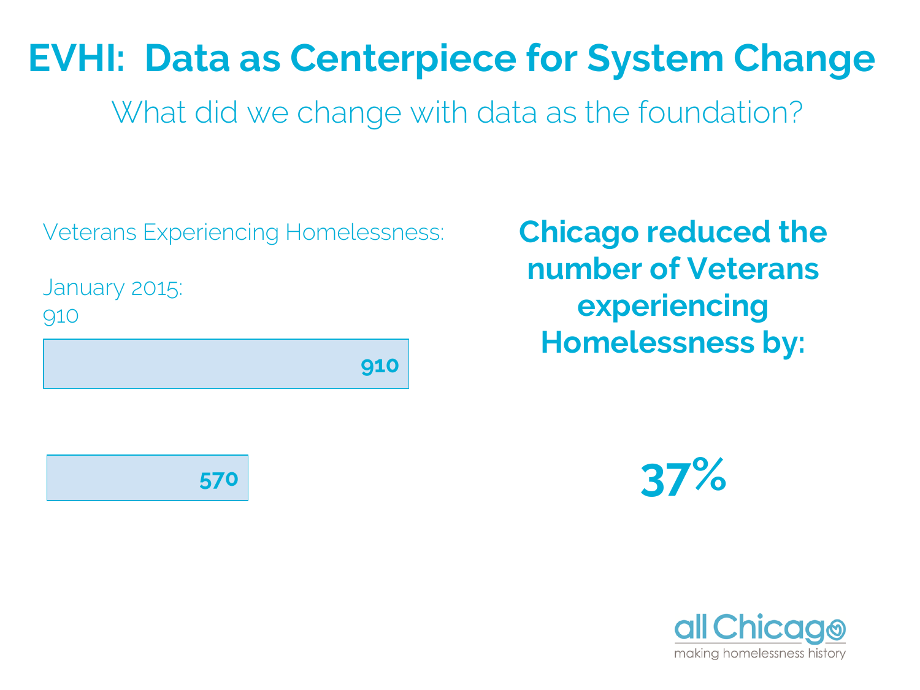# EVHI: Data as Centerpiece for System Change

## What did we change with data as the foundation?

Veterans Experiencing Homelessness:

January 2015:
910

910

570

**Chicago reduced the number of Veterans experiencing Homelessness by:**

**37%**

all Chicago
making homelessness history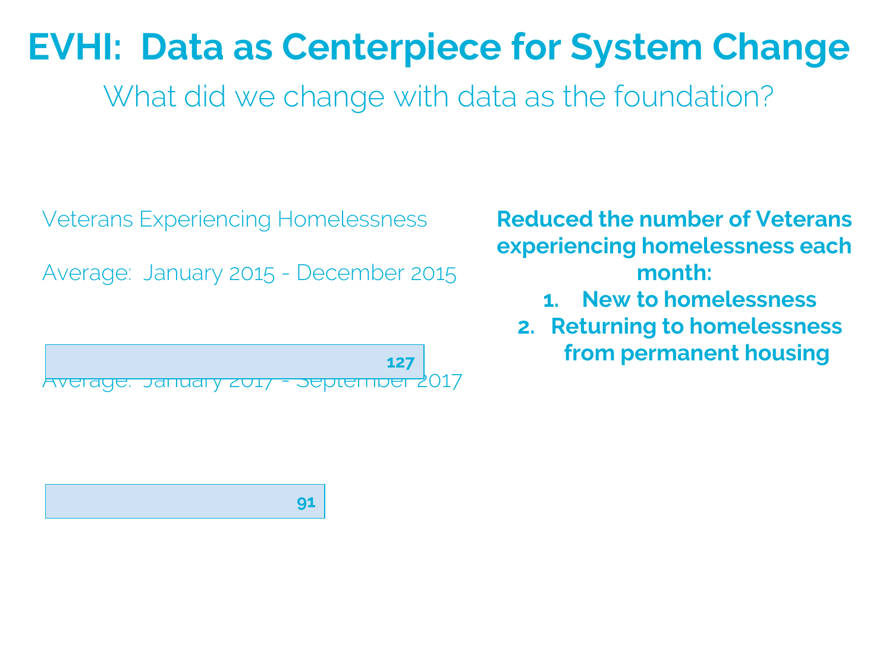# EVHI: Data as Centerpiece for System Change

## What did we change with data as the foundation?

Veterans Experiencing Homelessness

| Period | Average |
| --- | --- |
| Average: January 2015 - December 2015 | 127 |
| Average: January 2017 - September 2017 | 91 |

**Reduced the number of Veterans experiencing homelessness each month:**

1. **New to homelessness**
2. **Returning to homelessness from permanent housing**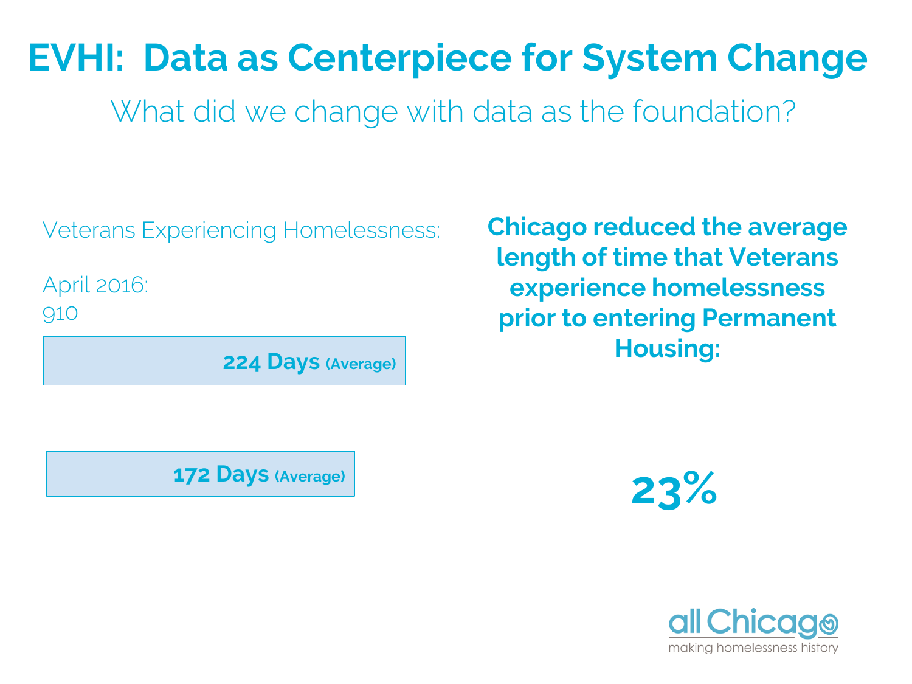# EVHI: Data as Centerpiece for System Change

## What did we change with data as the foundation?

Veterans Experiencing Homelessness:

April 2016:
910

**224 Days** (Average)

**172 Days** (Average)

**Chicago reduced the average length of time that Veterans experience homelessness prior to entering Permanent Housing:**

**23%**

all Chicago
making homelessness history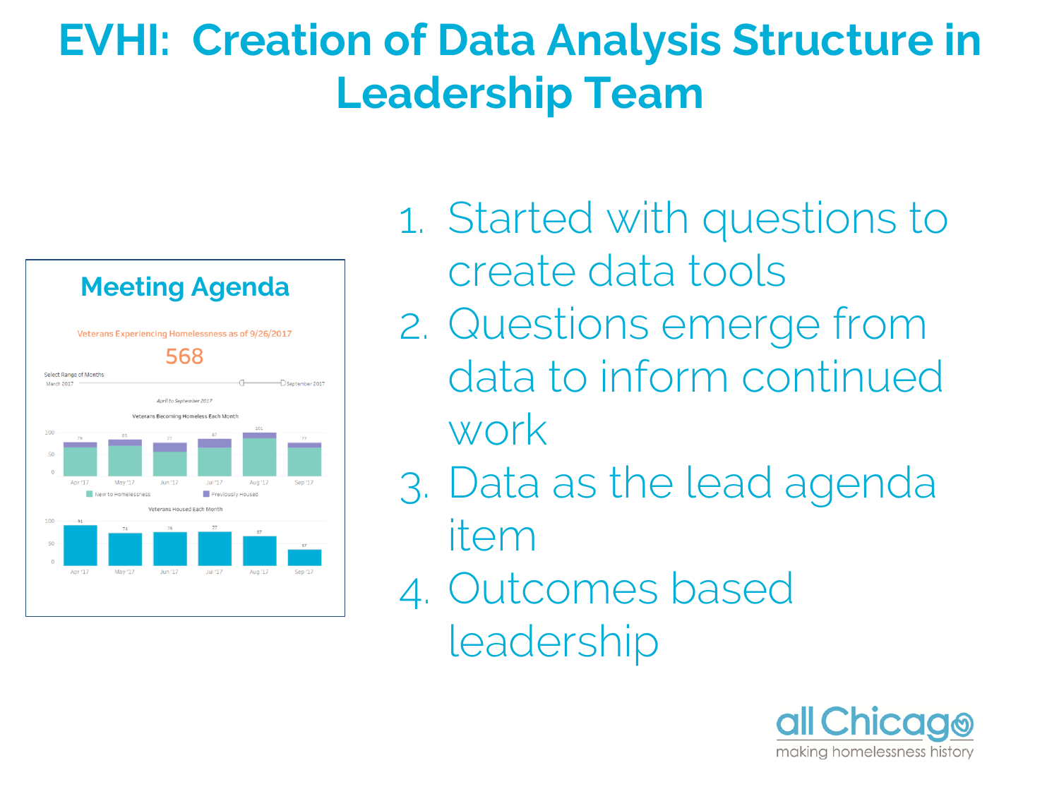# EVHI: Creation of Data Analysis Structure in Leadership Team

**Meeting Agenda**

Veterans Experiencing Homelessness as of 9/26/2017

568

Select Range of Months

March 2017 — September 2017

*April to September 2017*

Veterans Becoming Homeless Each Month

| | Apr '17 | May '17 | Jun '17 | Jul '17 | Aug '17 | Sep '17 |
|---|---|---|---|---|---|---|
| Total | 76 | 85 | 77 | 82 | 101 | 77 |

New to Homelessness / Previously Housed

Veterans Housed Each Month

| | Apr '17 | May '17 | Jun '17 | Jul '17 | Aug '17 | Sep '17 |
|---|---|---|---|---|---|---|
| Housed | 91 | 74 | 76 | 77 | 67 | 37 |

1. Started with questions to create data tools
2. Questions emerge from data to inform continued work
3. Data as the lead agenda item
4. Outcomes based leadership

all Chicago
making homelessness history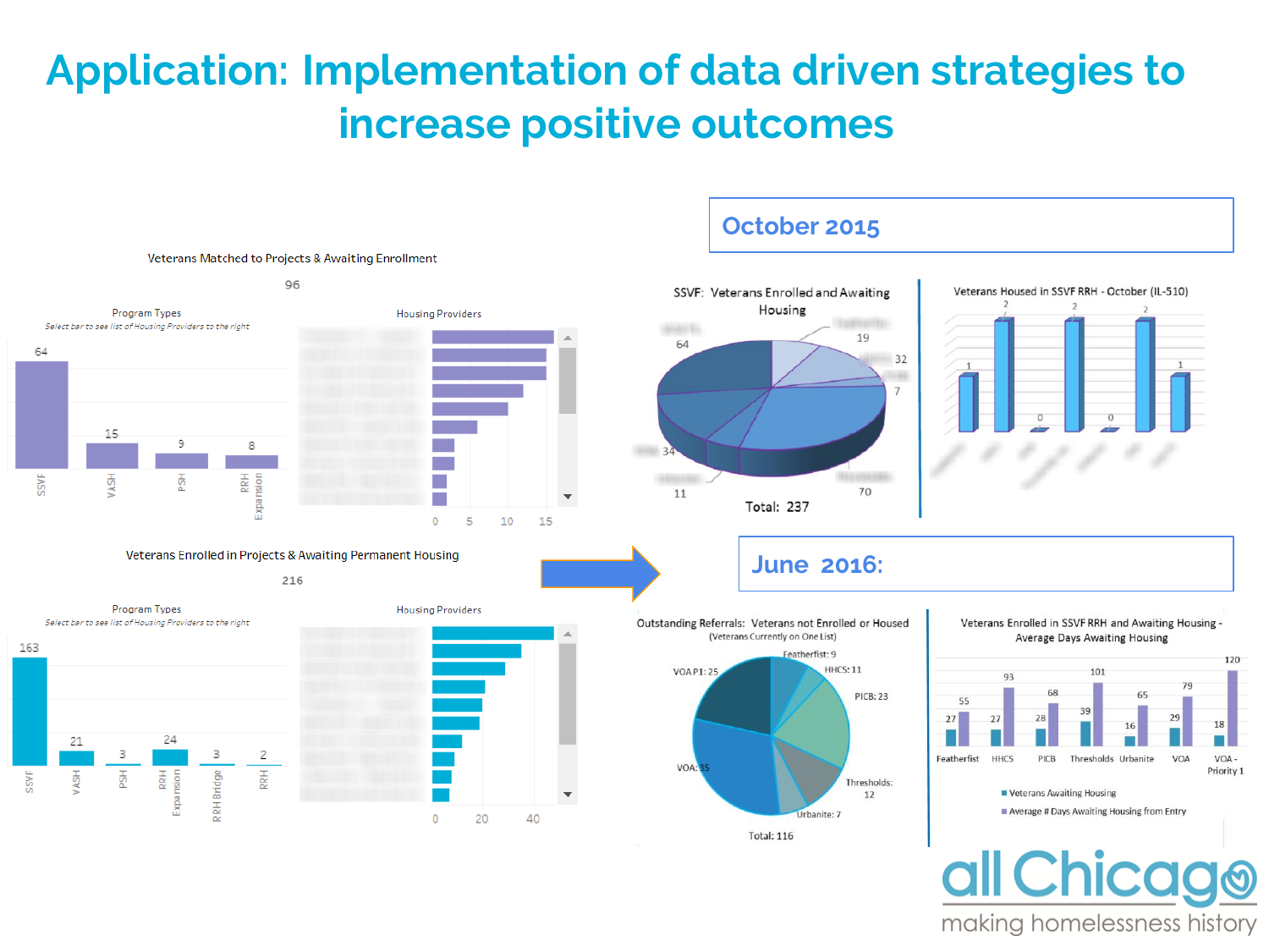# Application: Implementation of data driven strategies to increase positive outcomes

Veterans Matched to Projects & Awaiting Enrollment

96

Program Types

*Select bar to see list of Housing Providers to the right*

| Program Type | Count |
|---|---|
| SSVF | 64 |
| VASH | 15 |
| PSH | 9 |
| RRH Expansion | 8 |

Housing Providers

Veterans Enrolled in Projects & Awaiting Permanent Housing

216

Program Types

*Select bar to see list of Housing Providers to the right*

| Program Type | Count |
|---|---|
| SSVF | 163 |
| VASH | 21 |
| PSH | 3 |
| RRH Expansion | 24 |
| RRH Bridge | 3 |
| RRH | 2 |

Housing Providers

## October 2015

SSVF: Veterans Enrolled and Awaiting Housing

Total: 237

Veterans Housed in SSVF RRH - October (IL-510)

## June 2016:

Outstanding Referrals: Veterans not Enrolled or Housed (Veterans Currently on One List)

| Provider | Count |
|---|---|
| Featherfist | 9 |
| HHCS | 11 |
| PICB | 23 |
| Thresholds | 12 |
| Urbanite | 7 |
| VOA | 35 |
| VOA P1 | 25 |

Total: 116

Veterans Enrolled in SSVF RRH and Awaiting Housing - Average Days Awaiting Housing

| Provider | Veterans Awaiting Housing | Average # Days Awaiting Housing from Entry |
|---|---|---|
| Featherfist | 27 | 55 |
| HHCS | 27 | 93 |
| PICB | 28 | 68 |
| Thresholds | 39 | 101 |
| Urbanite | 16 | 65 |
| VOA | 29 | 79 |
| VOA - Priority 1 | 18 | 120 |

all Chicago
making homelessness history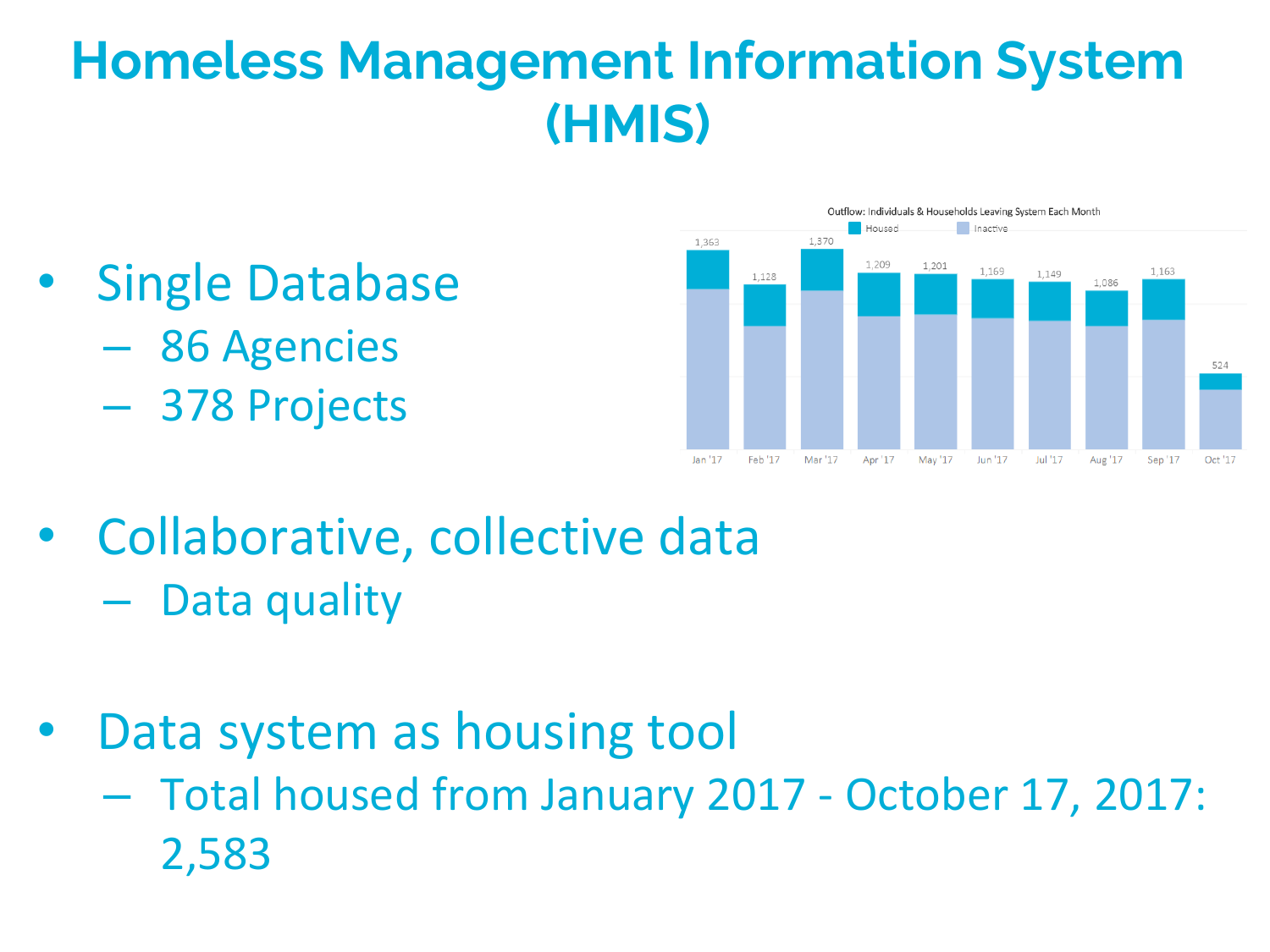# Homeless Management Information System (HMIS)

- Single Database
  - 86 Agencies
  - 378 Projects

Outflow: Individuals & Households Leaving System Each Month

| Month | Total |
|---|---|
| Jan '17 | 1,363 |
| Feb '17 | 1,128 |
| Mar '17 | 1,370 |
| Apr '17 | 1,209 |
| May '17 | 1,201 |
| Jun '17 | 1,169 |
| Jul '17 | 1,149 |
| Aug '17 | 1,086 |
| Sep '17 | 1,163 |
| Oct '17 | 524 |

Legend: Housed, Inactive

- Collaborative, collective data
  - Data quality

- Data system as housing tool
  - Total housed from January 2017 - October 17, 2017: 2,583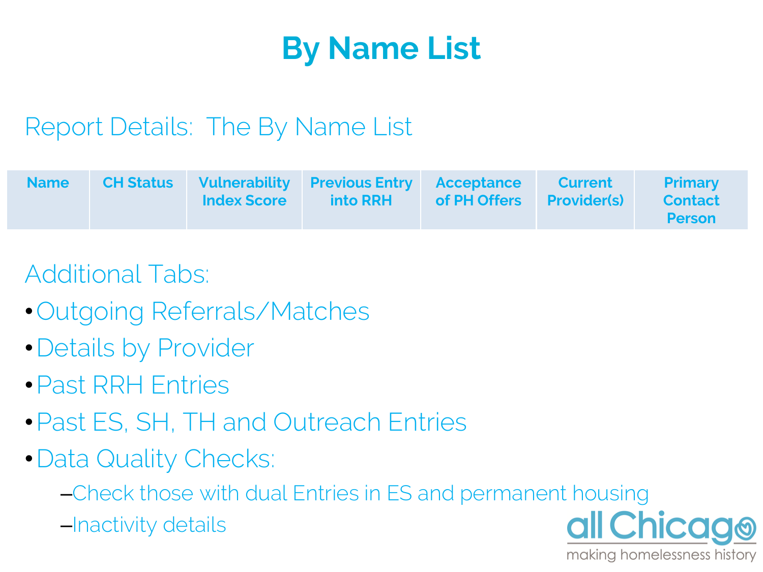# By Name List

## Report Details: The By Name List

| Name | CH Status | Vulnerability Index Score | Previous Entry into RRH | Acceptance of PH Offers | Current Provider(s) | Primary Contact Person |
|---|---|---|---|---|---|---|

Additional Tabs:

- Outgoing Referrals/Matches
- Details by Provider
- Past RRH Entries
- Past ES, SH, TH and Outreach Entries
- Data Quality Checks:
  - Check those with dual Entries in ES and permanent housing
  - Inactivity details

all Chicago
making homelessness history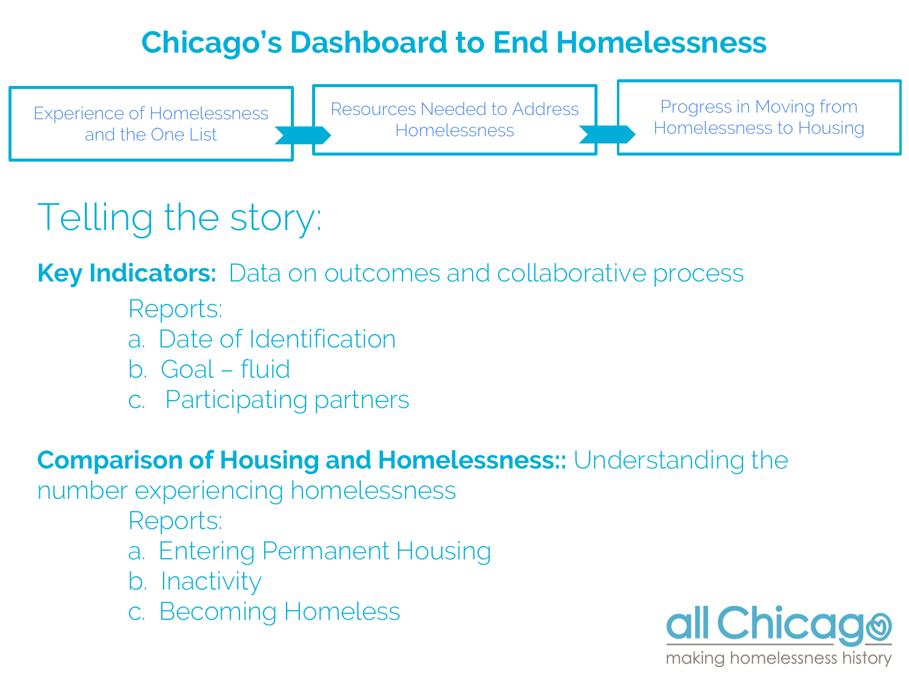# Chicago's Dashboard to End Homelessness

Experience of Homelessness and the One List → Resources Needed to Address Homelessness → Progress in Moving from Homelessness to Housing

## Telling the story:

**Key Indicators:** Data on outcomes and collaborative process

Reports:

a. Date of Identification
b. Goal – fluid
c. Participating partners

**Comparison of Housing and Homelessness::** Understanding the number experiencing homelessness

Reports:

a. Entering Permanent Housing
b. Inactivity
c. Becoming Homeless

all Chicago
making homelessness history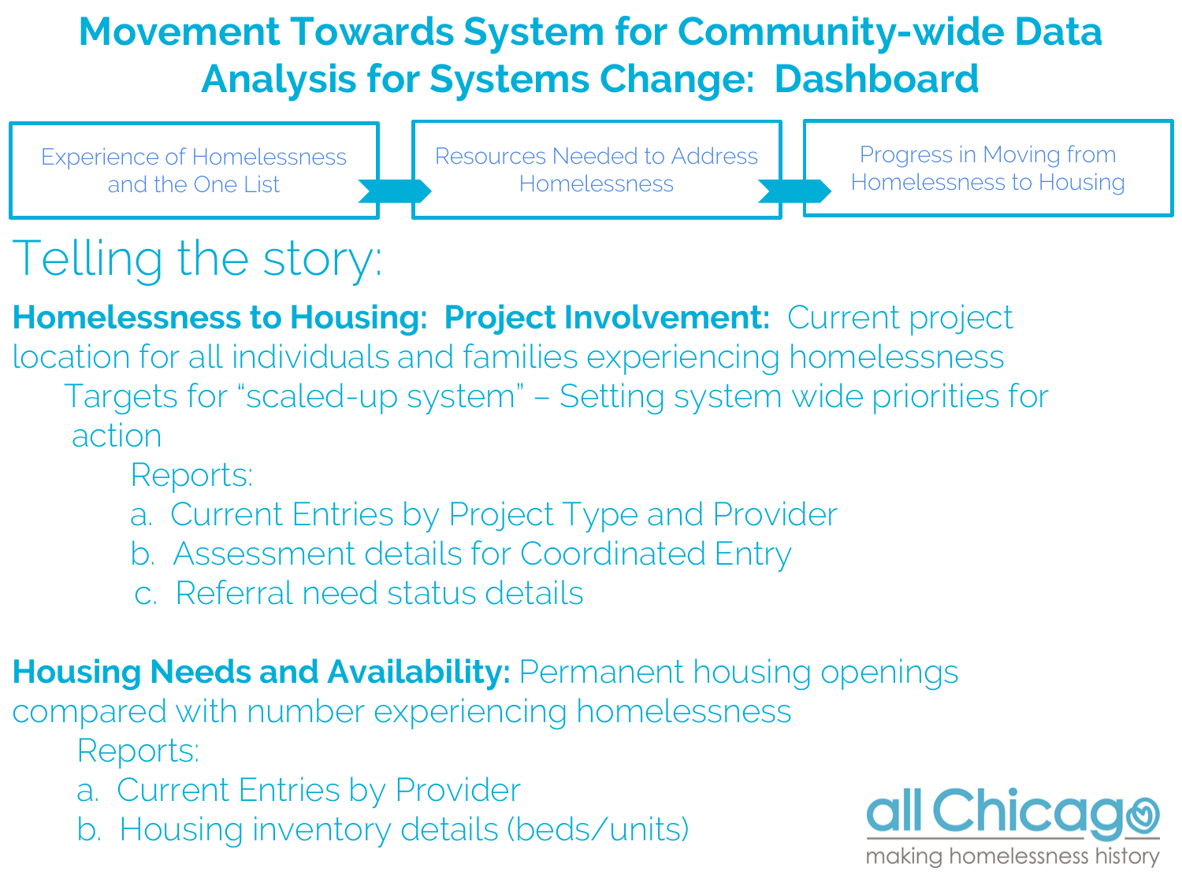# Movement Towards System for Community-wide Data Analysis for Systems Change: Dashboard

Experience of Homelessness and the One List → Resources Needed to Address Homelessness → Progress in Moving from Homelessness to Housing

## Telling the story:

**Homelessness to Housing: Project Involvement:** Current project location for all individuals and families experiencing homelessness

Targets for "scaled-up system" – Setting system wide priorities for action

Reports:

a. Current Entries by Project Type and Provider
b. Assessment details for Coordinated Entry
c. Referral need status details

**Housing Needs and Availability:** Permanent housing openings compared with number experiencing homelessness

Reports:

a. Current Entries by Provider
b. Housing inventory details (beds/units)

all Chicago
making homelessness history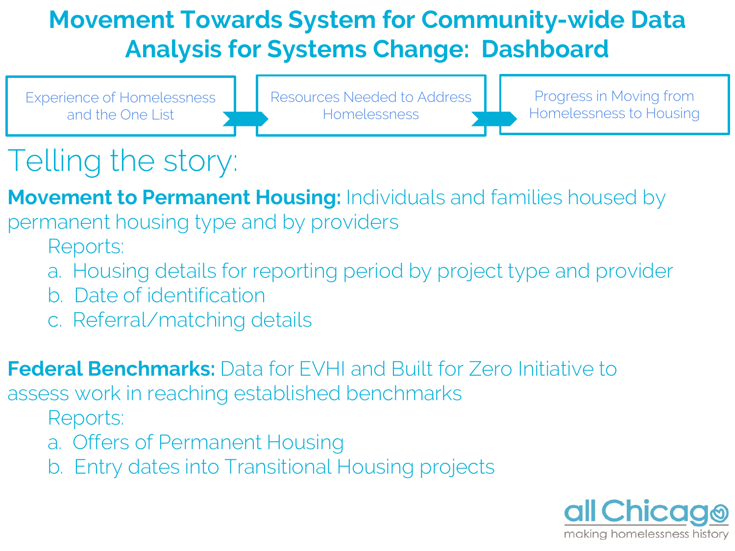# Movement Towards System for Community-wide Data Analysis for Systems Change: Dashboard

Experience of Homelessness and the One List → Resources Needed to Address Homelessness → Progress in Moving from Homelessness to Housing

## Telling the story:

**Movement to Permanent Housing:** Individuals and families housed by permanent housing type and by providers

Reports:

a. Housing details for reporting period by project type and provider
b. Date of identification
c. Referral/matching details

**Federal Benchmarks:** Data for EVHI and Built for Zero Initiative to assess work in reaching established benchmarks

Reports:

a. Offers of Permanent Housing
b. Entry dates into Transitional Housing projects

all Chicago
making homelessness history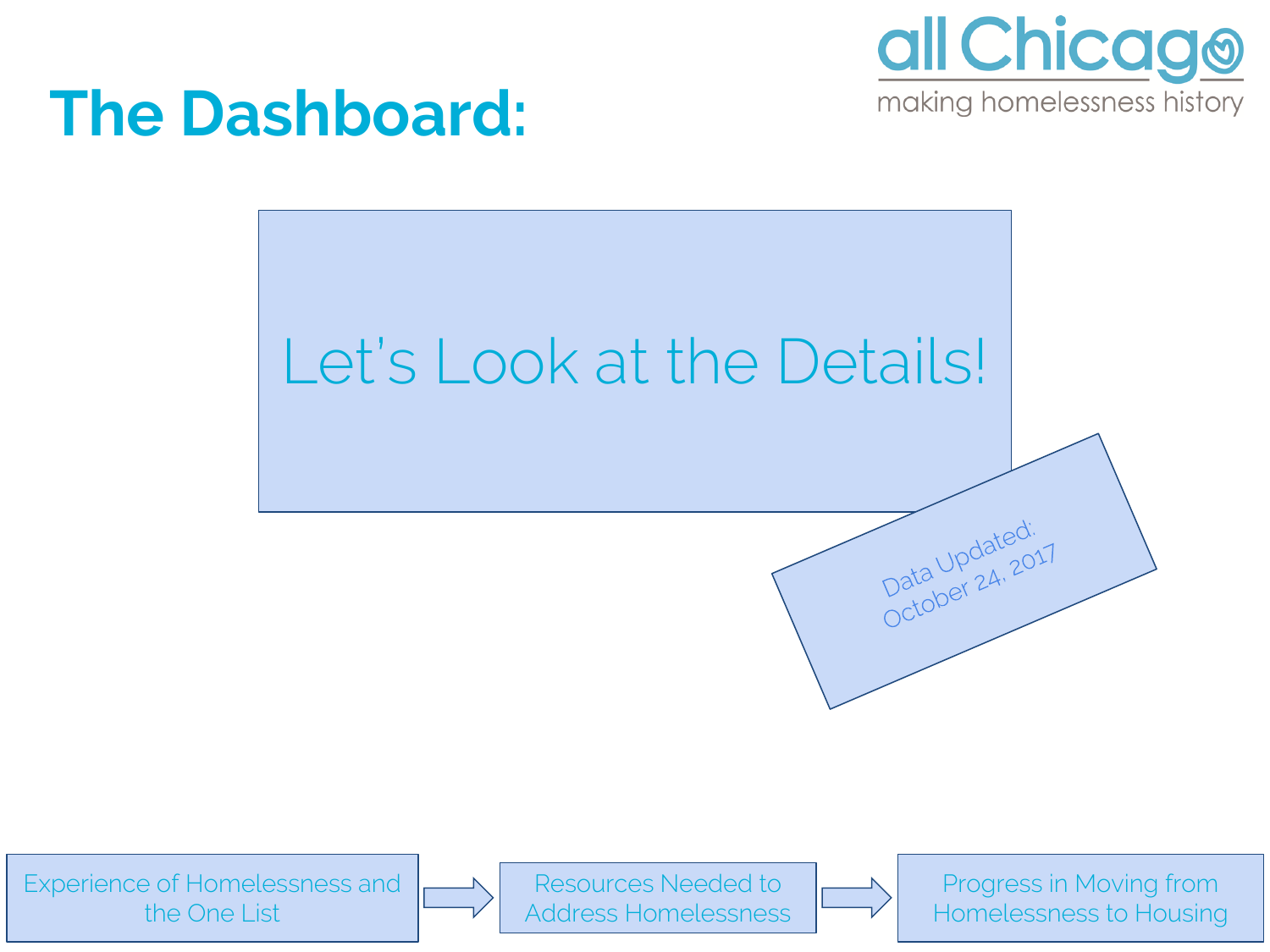# The Dashboard:

Let's Look at the Details!

Data Updated:
October 24, 2017

Experience of Homelessness and the One List → Resources Needed to Address Homelessness → Progress in Moving from Homelessness to Housing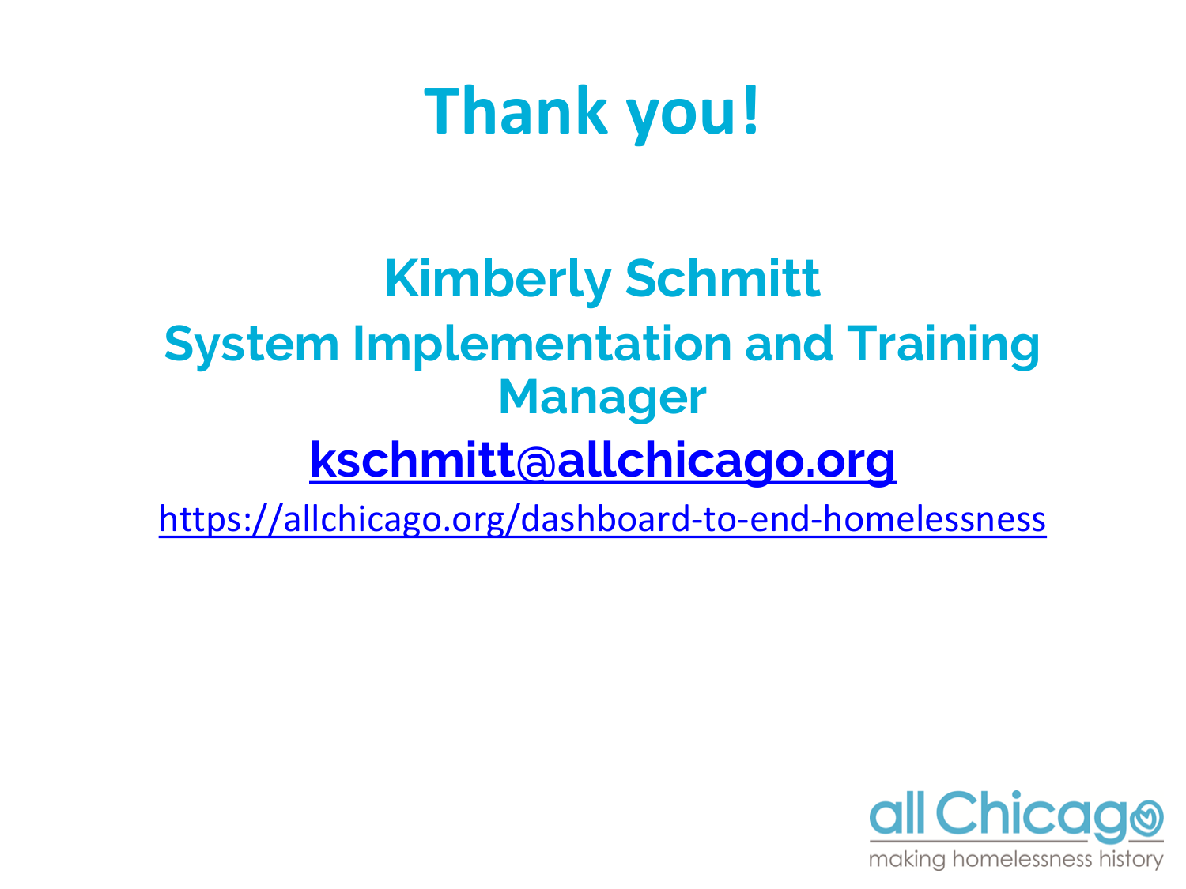# Thank you!

**Kimberly Schmitt**

**System Implementation and Training Manager**

**kschmitt@allchicago.org**

https://allchicago.org/dashboard-to-end-homelessness

all Chicago

making homelessness history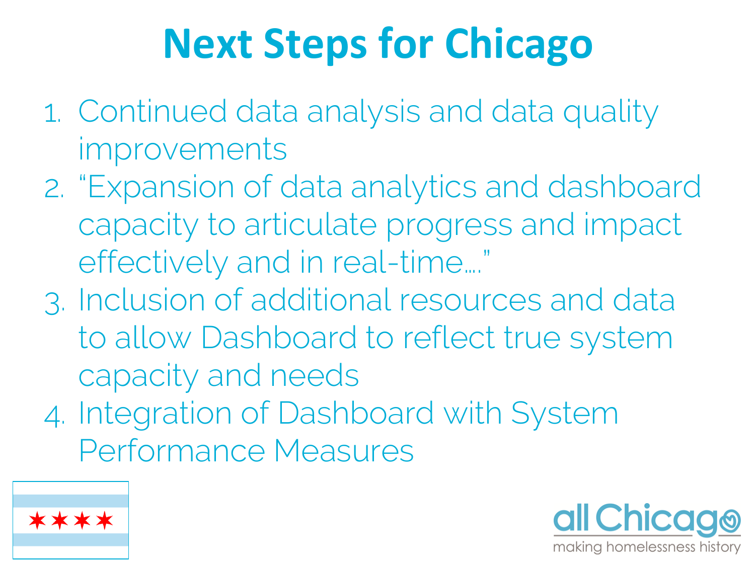# Next Steps for Chicago

1. Continued data analysis and data quality improvements
2. "Expansion of data analytics and dashboard capacity to articulate progress and impact effectively and in real-time…."
3. Inclusion of additional resources and data to allow Dashboard to reflect true system capacity and needs
4. Integration of Dashboard with System Performance Measures

all Chicago
making homelessness history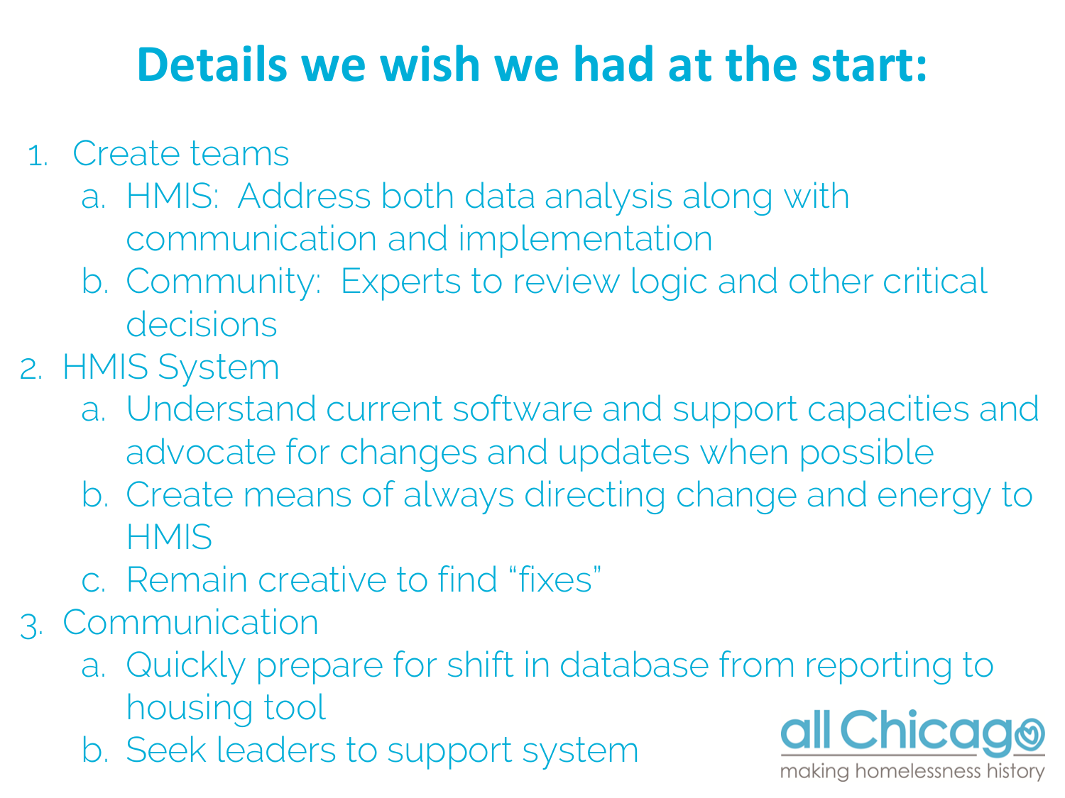# Details we wish we had at the start:

1. Create teams
   a. HMIS: Address both data analysis along with communication and implementation
   b. Community: Experts to review logic and other critical decisions
2. HMIS System
   a. Understand current software and support capacities and advocate for changes and updates when possible
   b. Create means of always directing change and energy to HMIS
   c. Remain creative to find "fixes"
3. Communication
   a. Quickly prepare for shift in database from reporting to housing tool
   b. Seek leaders to support system

all Chicago
making homelessness history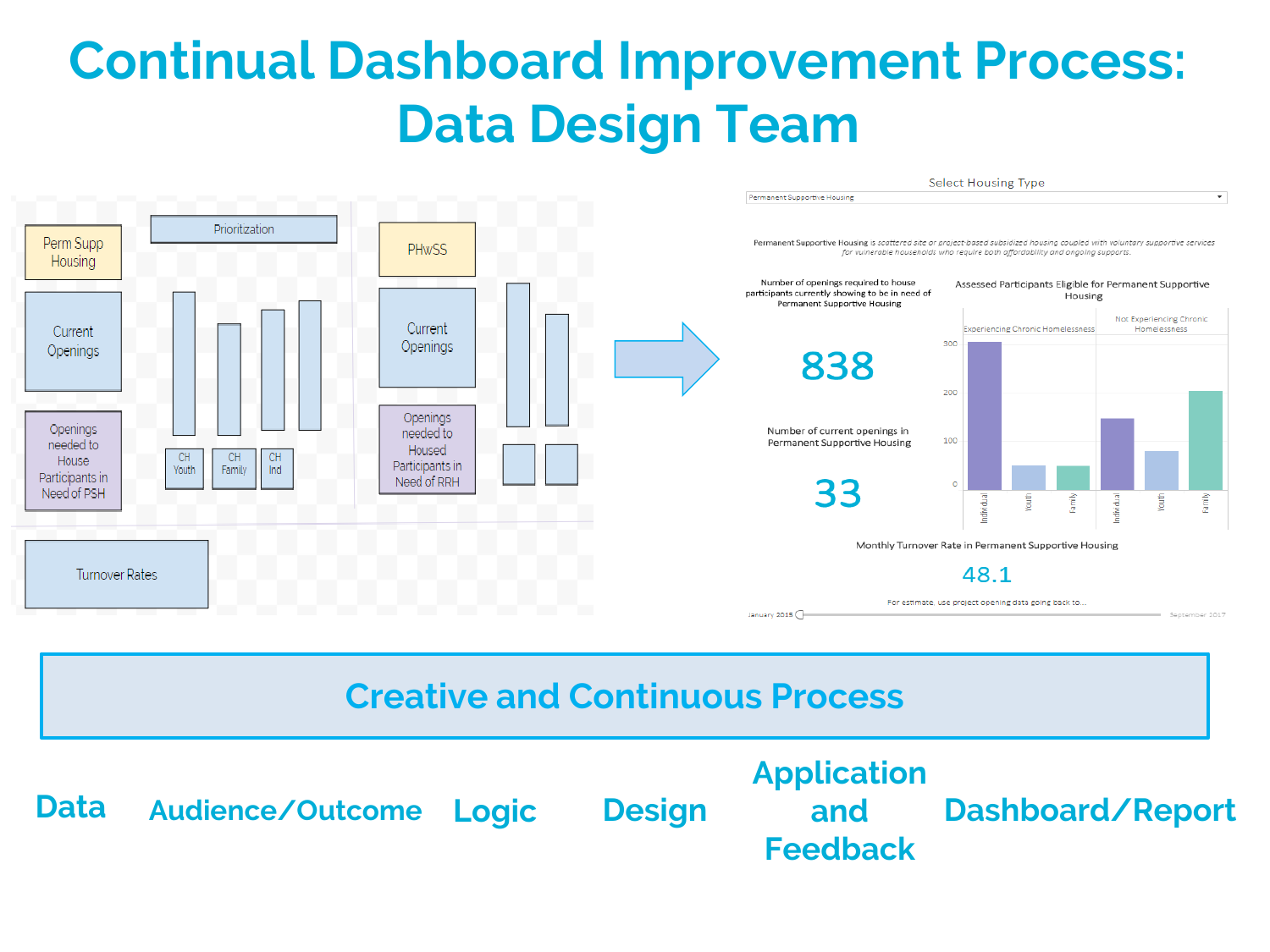# Continual Dashboard Improvement Process: Data Design Team

Perm Supp Housing

Current Openings

Openings needed to House Participants in Need of PSH

Prioritization

CH Youth

CH Family

CH Ind

PHwSS

Current Openings

Openings needed to Housed Participants in Need of RRH

Turnover Rates

Select Housing Type

Permanent Supportive Housing

Permanent Supportive Housing is scattered site or project-based subsidized housing coupled with voluntary supportive services for vulnerable households who require both affordability and ongoing supports.

Number of openings required to house participants currently showing to be in need of Permanent Supportive Housing

838

Number of current openings in Permanent Supportive Housing

33

Assessed Participants Eligible for Permanent Supportive Housing

Experiencing Chronic Homelessness

Not Experiencing Chronic Homelessness

300

200

100

0

Individual

Youth

Family

Individual

Youth

Family

Monthly Turnover Rate in Permanent Supportive Housing

48.1

For estimate, use project opening data going back to...

January 2015

September 2017

## Creative and Continuous Process

Data

Audience/Outcome

Logic

Design

Application and Feedback

Dashboard/Report